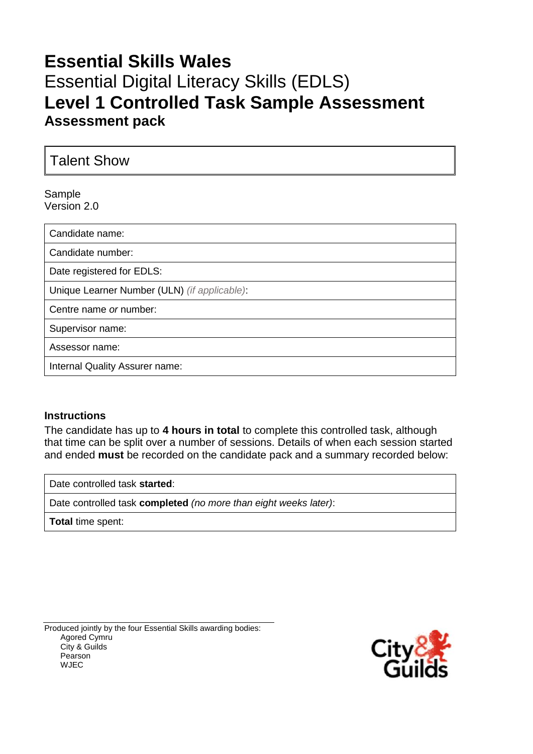# Essential Skills Wales

Essential Digital Literacy Skills (EDLS)

## Level 1 Controlled Task Sample Assessment

### Assessment pack

| Talent Show |
|---|

Sample
Version 2.0

| Candidate name: |
|---|
| Candidate number: |
| Date registered for EDLS: |
| Unique Learner Number (ULN) *(if applicable)*: |
| Centre name *or* number: |
| Supervisor name: |
| Assessor name: |
| Internal Quality Assurer name: |

**Instructions**

The candidate has up to **4 hours in total** to complete this controlled task, although that time can be split over a number of sessions. Details of when each session started and ended **must** be recorded on the candidate pack and a summary recorded below:

| Date controlled task **started**: |
|---|
| Date controlled task **completed** *(no more than eight weeks later)*: |
| **Total** time spent: |

Produced jointly by the four Essential Skills awarding bodies:

- Agored Cymru
- City & Guilds
- Pearson
- WJEC

City & Guilds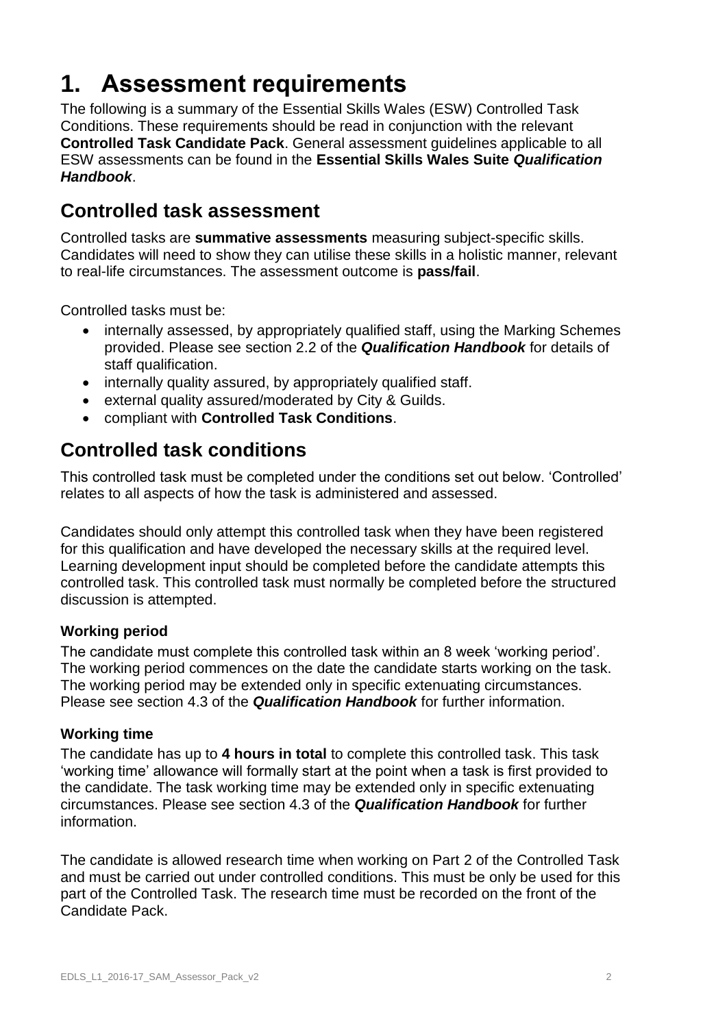# 1. Assessment requirements

The following is a summary of the Essential Skills Wales (ESW) Controlled Task Conditions. These requirements should be read in conjunction with the relevant **Controlled Task Candidate Pack**. General assessment guidelines applicable to all ESW assessments can be found in the **Essential Skills Wales Suite *Qualification Handbook***.

## Controlled task assessment

Controlled tasks are **summative assessments** measuring subject-specific skills. Candidates will need to show they can utilise these skills in a holistic manner, relevant to real-life circumstances. The assessment outcome is **pass/fail**.

Controlled tasks must be:

- internally assessed, by appropriately qualified staff, using the Marking Schemes provided. Please see section 2.2 of the ***Qualification Handbook*** for details of staff qualification.
- internally quality assured, by appropriately qualified staff.
- external quality assured/moderated by City & Guilds.
- compliant with **Controlled Task Conditions**.

## Controlled task conditions

This controlled task must be completed under the conditions set out below. 'Controlled' relates to all aspects of how the task is administered and assessed.

Candidates should only attempt this controlled task when they have been registered for this qualification and have developed the necessary skills at the required level. Learning development input should be completed before the candidate attempts this controlled task. This controlled task must normally be completed before the structured discussion is attempted.

### Working period

The candidate must complete this controlled task within an 8 week 'working period'. The working period commences on the date the candidate starts working on the task. The working period may be extended only in specific extenuating circumstances. Please see section 4.3 of the ***Qualification Handbook*** for further information.

### Working time

The candidate has up to **4 hours in total** to complete this controlled task. This task 'working time' allowance will formally start at the point when a task is first provided to the candidate. The task working time may be extended only in specific extenuating circumstances. Please see section 4.3 of the ***Qualification Handbook*** for further information.

The candidate is allowed research time when working on Part 2 of the Controlled Task and must be carried out under controlled conditions. This must be only be used for this part of the Controlled Task. The research time must be recorded on the front of the Candidate Pack.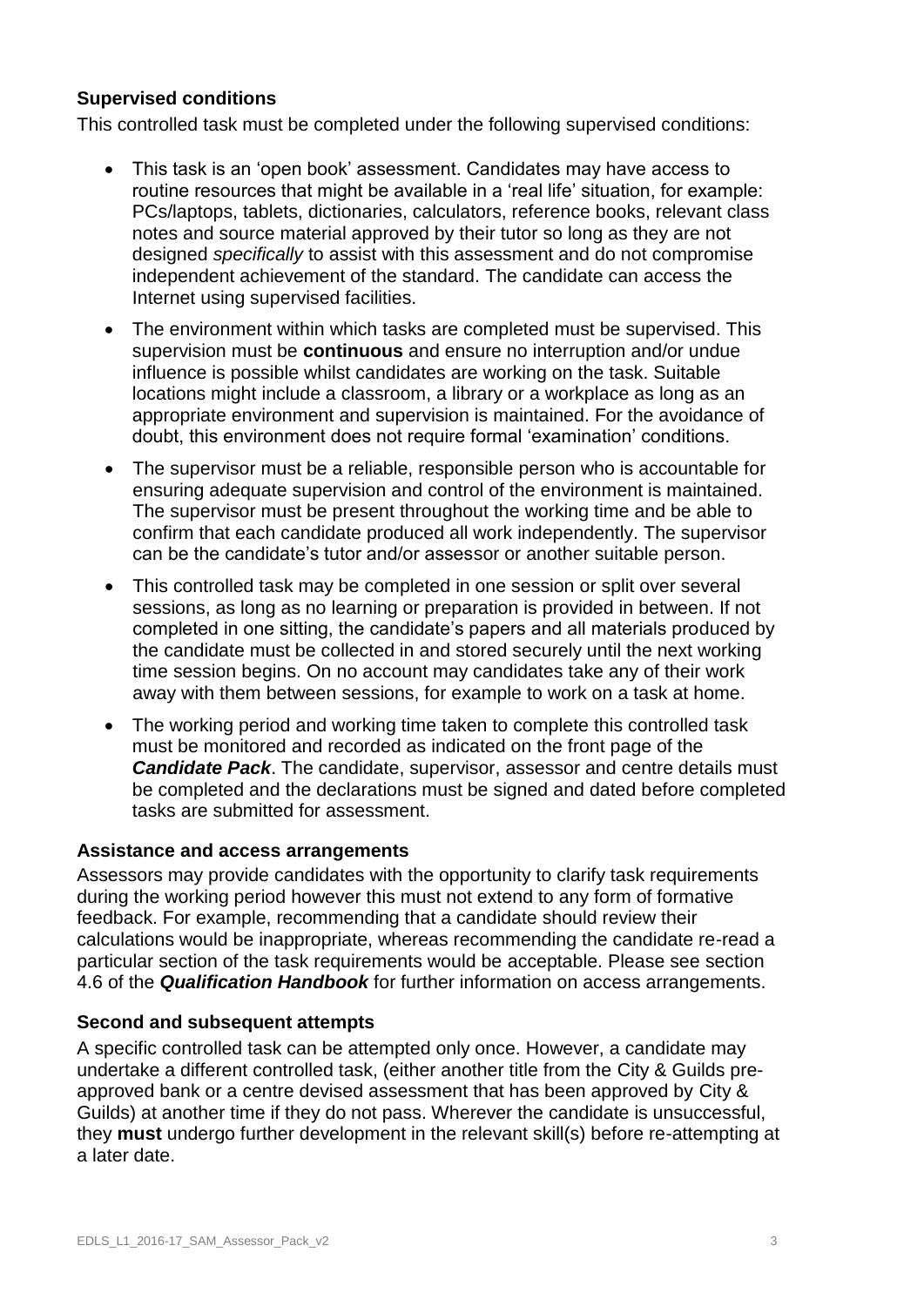### Supervised conditions

This controlled task must be completed under the following supervised conditions:

- This task is an 'open book' assessment. Candidates may have access to routine resources that might be available in a 'real life' situation, for example: PCs/laptops, tablets, dictionaries, calculators, reference books, relevant class notes and source material approved by their tutor so long as they are not designed *specifically* to assist with this assessment and do not compromise independent achievement of the standard. The candidate can access the Internet using supervised facilities.
- The environment within which tasks are completed must be supervised. This supervision must be **continuous** and ensure no interruption and/or undue influence is possible whilst candidates are working on the task. Suitable locations might include a classroom, a library or a workplace as long as an appropriate environment and supervision is maintained. For the avoidance of doubt, this environment does not require formal 'examination' conditions.
- The supervisor must be a reliable, responsible person who is accountable for ensuring adequate supervision and control of the environment is maintained. The supervisor must be present throughout the working time and be able to confirm that each candidate produced all work independently. The supervisor can be the candidate's tutor and/or assessor or another suitable person.
- This controlled task may be completed in one session or split over several sessions, as long as no learning or preparation is provided in between. If not completed in one sitting, the candidate's papers and all materials produced by the candidate must be collected in and stored securely until the next working time session begins. On no account may candidates take any of their work away with them between sessions, for example to work on a task at home.
- The working period and working time taken to complete this controlled task must be monitored and recorded as indicated on the front page of the ***Candidate Pack***. The candidate, supervisor, assessor and centre details must be completed and the declarations must be signed and dated before completed tasks are submitted for assessment.

### Assistance and access arrangements

Assessors may provide candidates with the opportunity to clarify task requirements during the working period however this must not extend to any form of formative feedback. For example, recommending that a candidate should review their calculations would be inappropriate, whereas recommending the candidate re-read a particular section of the task requirements would be acceptable. Please see section 4.6 of the ***Qualification Handbook*** for further information on access arrangements.

### Second and subsequent attempts

A specific controlled task can be attempted only once. However, a candidate may undertake a different controlled task, (either another title from the City & Guilds pre-approved bank or a centre devised assessment that has been approved by City & Guilds) at another time if they do not pass. Wherever the candidate is unsuccessful, they **must** undergo further development in the relevant skill(s) before re-attempting at a later date.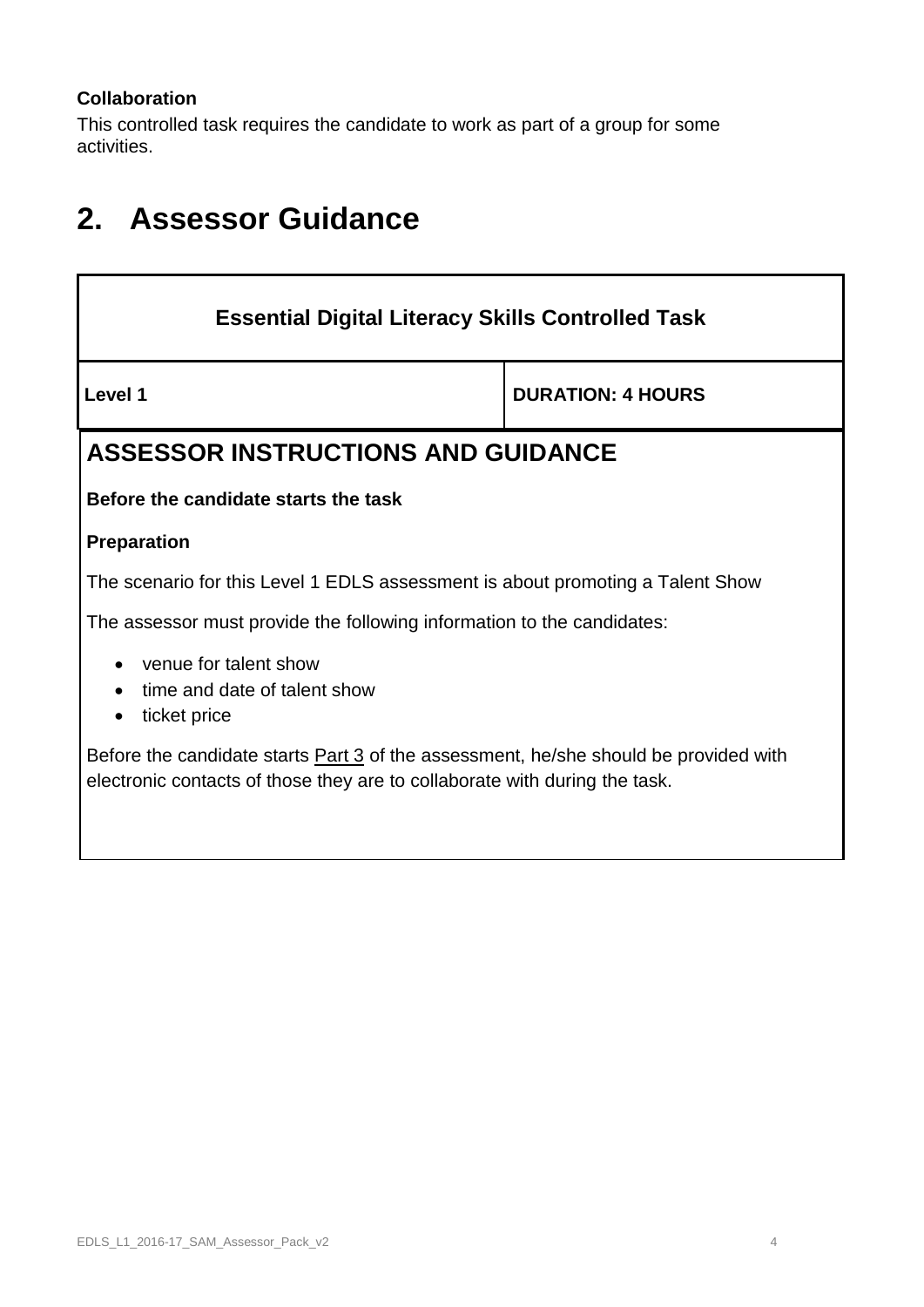**Collaboration**

This controlled task requires the candidate to work as part of a group for some activities.

# 2. Assessor Guidance

| Essential Digital Literacy Skills Controlled Task | |
|---|---|
| **Level 1** | **DURATION: 4 HOURS** |

## ASSESSOR INSTRUCTIONS AND GUIDANCE

**Before the candidate starts the task**

**Preparation**

The scenario for this Level 1 EDLS assessment is about promoting a Talent Show

The assessor must provide the following information to the candidates:

- venue for talent show
- time and date of talent show
- ticket price

Before the candidate starts Part 3 of the assessment, he/she should be provided with electronic contacts of those they are to collaborate with during the task.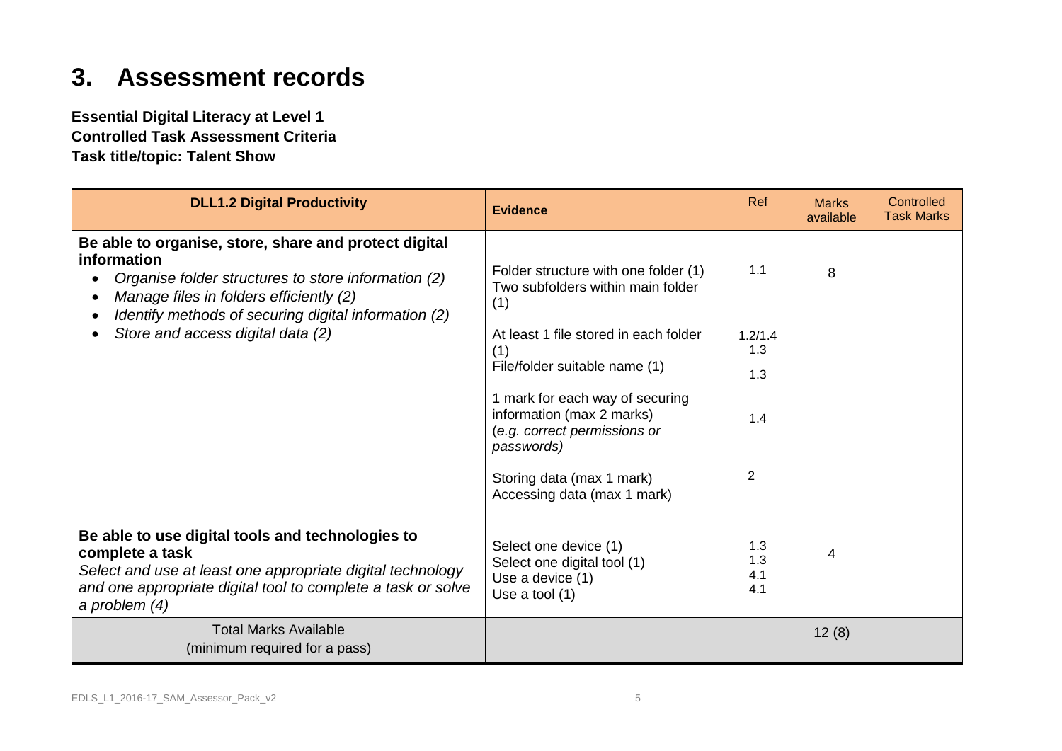# 3. Assessment records

**Essential Digital Literacy at Level 1**
**Controlled Task Assessment Criteria**
**Task title/topic: Talent Show**

| DLL1.2 Digital Productivity | Evidence | Ref | Marks available | Controlled Task Marks |
|---|---|---|---|---|
| **Be able to organise, store, share and protect digital information**<br>• *Organise folder structures to store information (2)*<br>• *Manage files in folders efficiently (2)*<br>• *Identify methods of securing digital information (2)*<br>• *Store and access digital data (2)* | Folder structure with one folder (1)<br>Two subfolders within main folder (1)<br>At least 1 file stored in each folder (1)<br>File/folder suitable name (1)<br>1 mark for each way of securing information (max 2 marks) (*e.g. correct permissions or passwords)*<br>Storing data (max 1 mark)<br>Accessing data (max 1 mark) | 1.1<br>1.2/1.4<br>1.3<br>1.3<br>1.4<br>2 | 8 | |
| **Be able to use digital tools and technologies to complete a task**<br>*Select and use at least one appropriate digital technology and one appropriate digital tool to complete a task or solve a problem (4)* | Select one device (1)<br>Select one digital tool (1)<br>Use a device (1)<br>Use a tool (1) | 1.3<br>1.3<br>4.1<br>4.1 | 4 | |
| Total Marks Available<br>(minimum required for a pass) | | | 12 (8) | |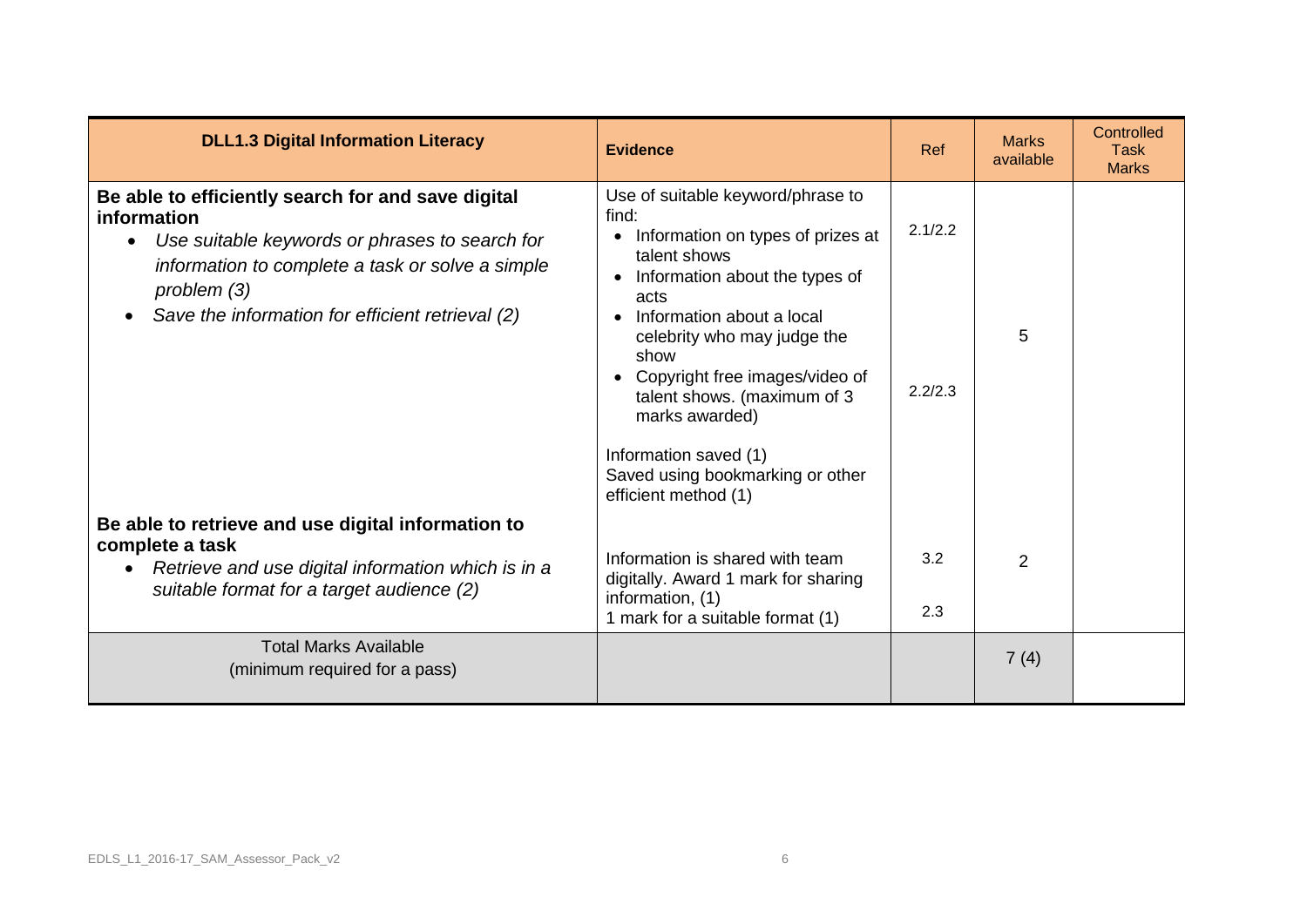| DLL1.3 Digital Information Literacy | Evidence | Ref | Marks available | Controlled Task Marks |
|---|---|---|---|---|
| **Be able to efficiently search for and save digital information**<br>• *Use suitable keywords or phrases to search for information to complete a task or solve a simple problem (3)*<br>• *Save the information for efficient retrieval (2)* | Use of suitable keyword/phrase to find:<br>• Information on types of prizes at talent shows<br>• Information about the types of acts<br>• Information about a local celebrity who may judge the show<br>• Copyright free images/video of talent shows. (maximum of 3 marks awarded)<br><br>Information saved (1)<br>Saved using bookmarking or other efficient method (1) | 2.1/2.2<br><br>2.2/2.3 | 5 | |
| **Be able to retrieve and use digital information to complete a task**<br>• *Retrieve and use digital information which is in a suitable format for a target audience (2)* | Information is shared with team digitally. Award 1 mark for sharing information, (1)<br>1 mark for a suitable format (1) | 3.2<br><br>2.3 | 2 | |
| Total Marks Available<br>(minimum required for a pass) | | | 7 (4) | |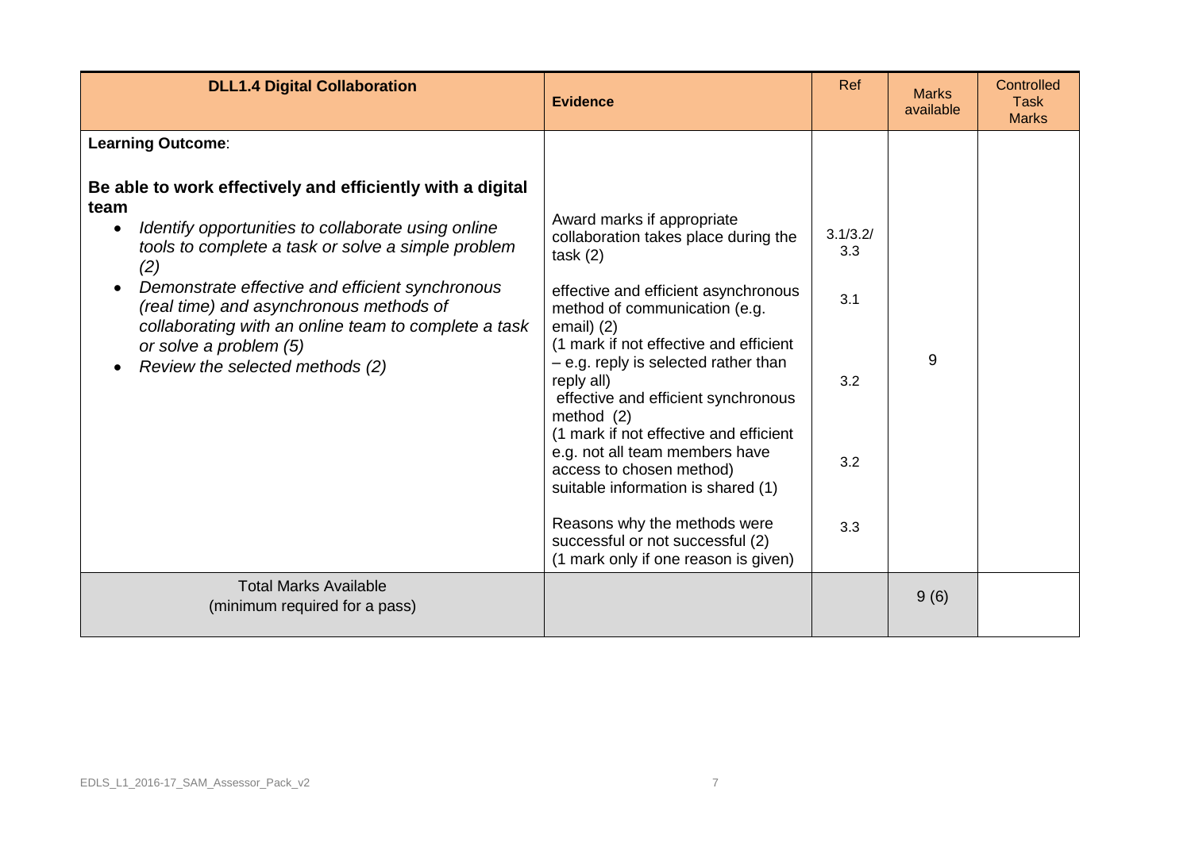| **DLL1.4 Digital Collaboration** | **Evidence** | Ref | Marks available | Controlled Task Marks |
|---|---|---|---|---|
| **Learning Outcome**:<br><br>**Be able to work effectively and efficiently with a digital team**<br>• *Identify opportunities to collaborate using online tools to complete a task or solve a simple problem (2)*<br>• *Demonstrate effective and efficient synchronous (real time) and asynchronous methods of collaborating with an online team to complete a task or solve a problem (5)*<br>• *Review the selected methods (2)* | Award marks if appropriate collaboration takes place during the task (2)<br><br>effective and efficient asynchronous method of communication (e.g. email) (2)<br>(1 mark if not effective and efficient – e.g. reply is selected rather than reply all)<br>effective and efficient synchronous method (2)<br>(1 mark if not effective and efficient e.g. not all team members have access to chosen method)<br>suitable information is shared (1)<br><br>Reasons why the methods were successful or not successful (2)<br>(1 mark only if one reason is given) | 3.1/3.2/3.3<br><br>3.1<br><br>3.2<br><br>3.2<br><br>3.3 | 9 | |
| Total Marks Available<br>(minimum required for a pass) | | | 9 (6) | |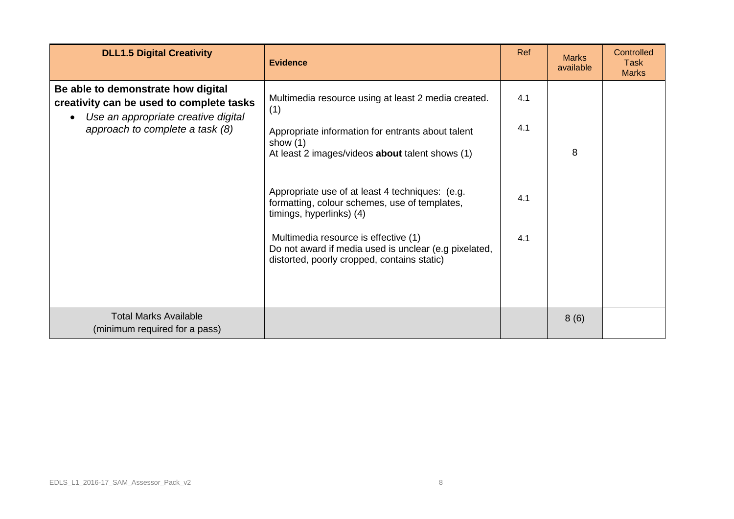| **DLL1.5 Digital Creativity** | **Evidence** | Ref | Marks available | Controlled Task Marks |
|---|---|---|---|---|
| **Be able to demonstrate how digital creativity can be used to complete tasks**<br>• *Use an appropriate creative digital approach to complete a task (8)* | Multimedia resource using at least 2 media created. (1)<br><br>Appropriate information for entrants about talent show (1)<br>At least 2 images/videos **about** talent shows (1)<br><br>Appropriate use of at least 4 techniques: (e.g. formatting, colour schemes, use of templates, timings, hyperlinks) (4)<br><br>Multimedia resource is effective (1)<br>Do not award if media used is unclear (e.g pixelated, distorted, poorly cropped, contains static) | 4.1<br><br>4.1<br><br><br><br>4.1<br><br><br>4.1 | 8 | |
| Total Marks Available<br>(minimum required for a pass) | | | 8 (6) | |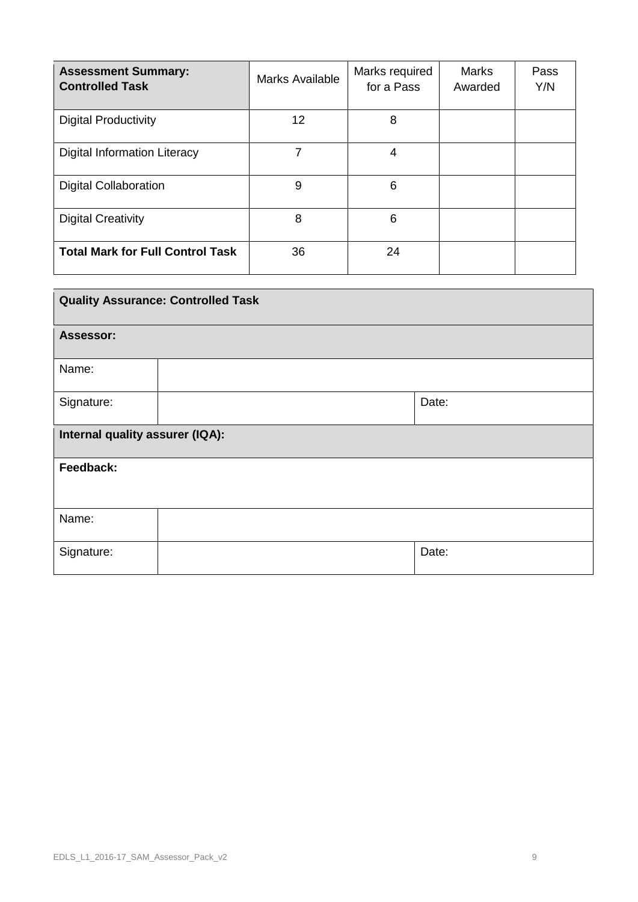| **Assessment Summary: Controlled Task** | Marks Available | Marks required for a Pass | Marks Awarded | Pass Y/N |
|---|---|---|---|---|
| Digital Productivity | 12 | 8 | | |
| Digital Information Literacy | 7 | 4 | | |
| Digital Collaboration | 9 | 6 | | |
| Digital Creativity | 8 | 6 | | |
| **Total Mark for Full Control Task** | 36 | 24 | | |

| **Quality Assurance: Controlled Task** | | |
|---|---|---|
| **Assessor:** | | |
| Name: | | |
| Signature: | | Date: |
| **Internal quality assurer (IQA):** | | |
| **Feedback:** | | |
| Name: | | |
| Signature: | | Date: |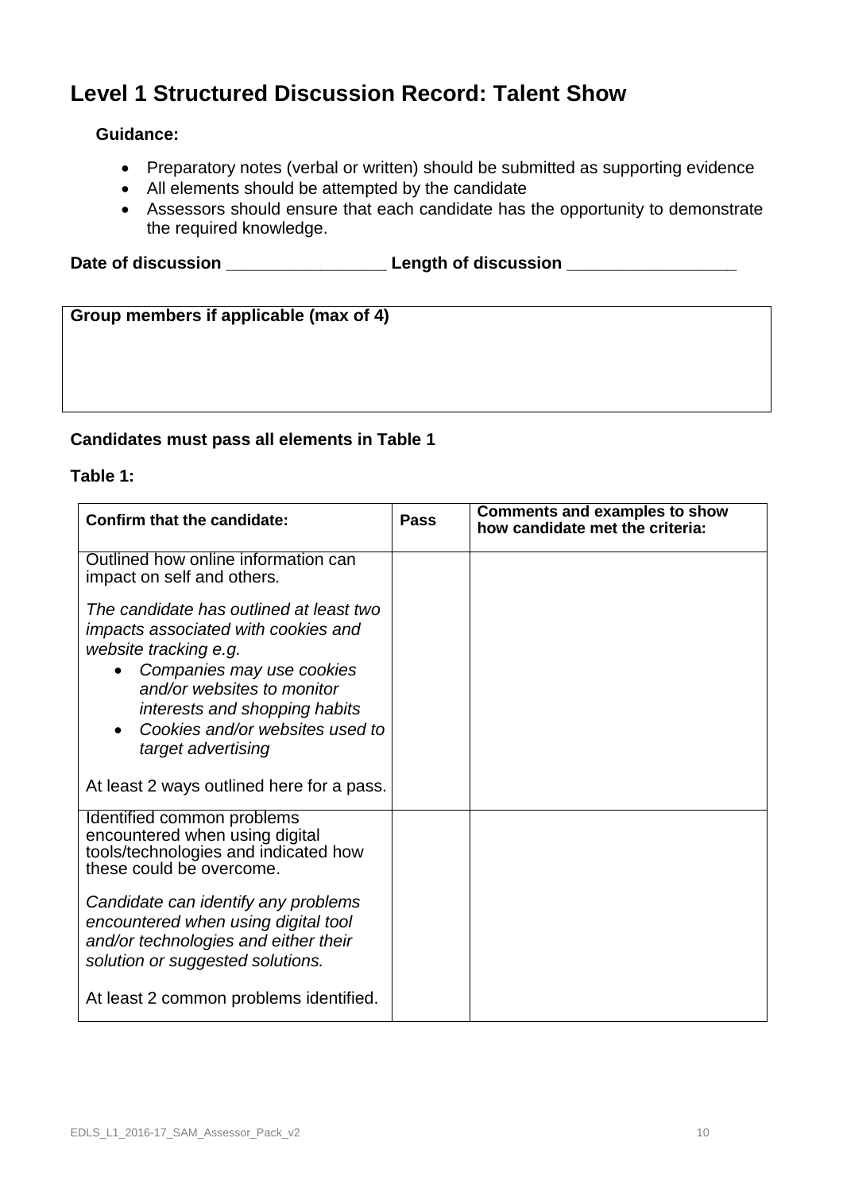## Level 1 Structured Discussion Record: Talent Show

**Guidance:**

- Preparatory notes (verbal or written) should be submitted as supporting evidence
- All elements should be attempted by the candidate
- Assessors should ensure that each candidate has the opportunity to demonstrate the required knowledge.

**Date of discussion** \_\_\_\_\_\_\_\_\_\_\_\_\_\_\_\_\_ **Length of discussion** \_\_\_\_\_\_\_\_\_\_\_\_\_\_\_\_\_\_

| Group members if applicable (max of 4) |
|---|
| |

**Candidates must pass all elements in Table 1**

**Table 1:**

| Confirm that the candidate: | Pass | Comments and examples to show how candidate met the criteria: |
|---|---|---|
| Outlined how online information can impact on self and others.<br><br>*The candidate has outlined at least two impacts associated with cookies and website tracking e.g.*<br>• *Companies may use cookies and/or websites to monitor interests and shopping habits*<br>• *Cookies and/or websites used to target advertising*<br><br>At least 2 ways outlined here for a pass. | | |
| Identified common problems encountered when using digital tools/technologies and indicated how these could be overcome.<br><br>*Candidate can identify any problems encountered when using digital tool and/or technologies and either their solution or suggested solutions.*<br><br>At least 2 common problems identified. | | |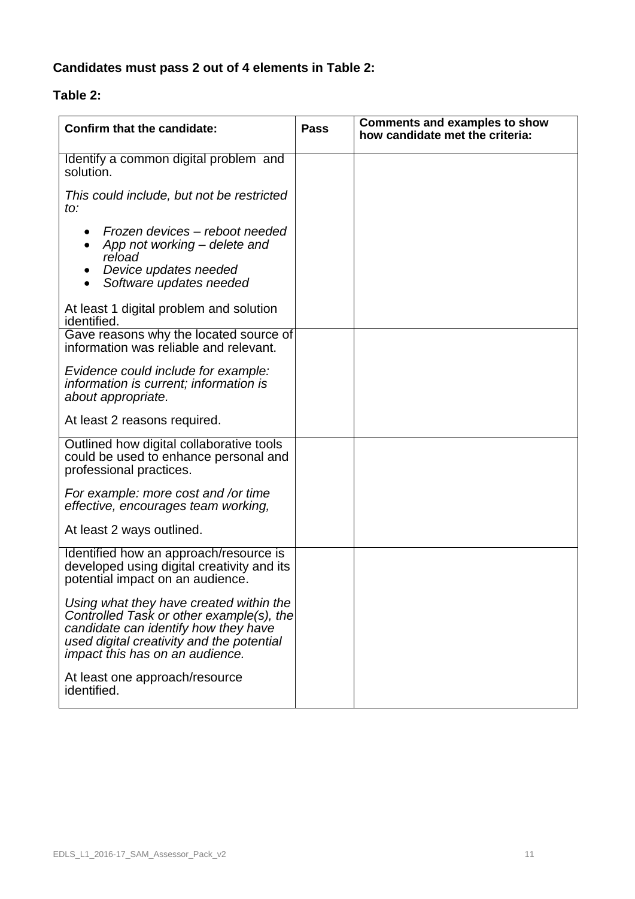**Candidates must pass 2 out of 4 elements in Table 2:**

**Table 2:**

| Confirm that the candidate: | Pass | Comments and examples to show how candidate met the criteria: |
|---|---|---|
| Identify a common digital problem and solution.<br><br>*This could include, but not be restricted to:*<br><br>• *Frozen devices – reboot needed*<br>• *App not working – delete and reload*<br>• *Device updates needed*<br>• *Software updates needed*<br><br>At least 1 digital problem and solution identified. | | |
| Gave reasons why the located source of information was reliable and relevant.<br><br>*Evidence could include for example: information is current; information is about appropriate.*<br><br>At least 2 reasons required. | | |
| Outlined how digital collaborative tools could be used to enhance personal and professional practices.<br><br>*For example: more cost and /or time effective, encourages team working,*<br><br>At least 2 ways outlined. | | |
| Identified how an approach/resource is developed using digital creativity and its potential impact on an audience.<br><br>*Using what they have created within the Controlled Task or other example(s), the candidate can identify how they have used digital creativity and the potential impact this has on an audience.*<br><br>At least one approach/resource identified. | | |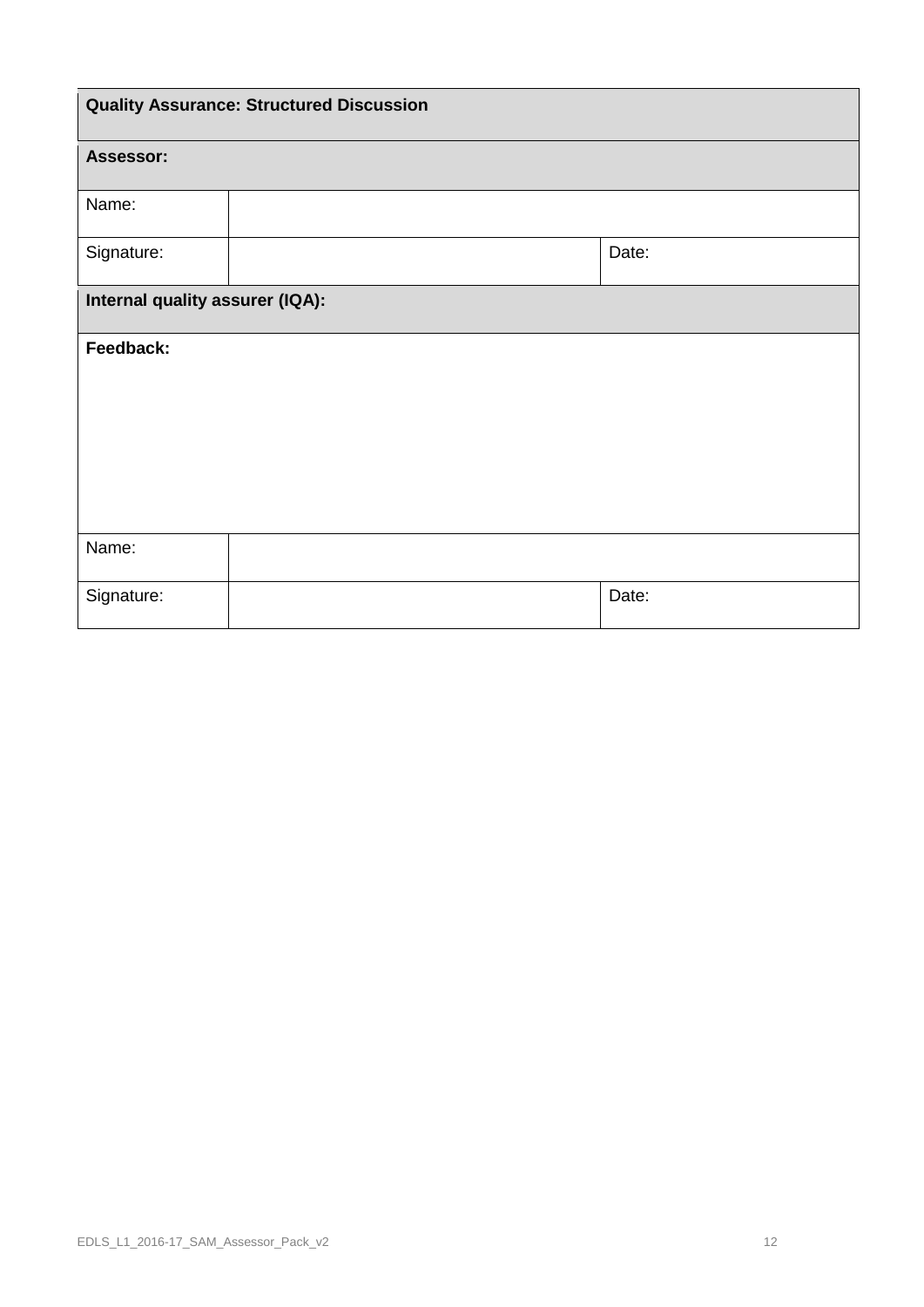| Quality Assurance: Structured Discussion | | |
|---|---|---|
| **Assessor:** | | |
| Name: | | |
| Signature: | | Date: |
| **Internal quality assurer (IQA):** | | |
| **Feedback:** | | |
| Name: | | |
| Signature: | | Date: |